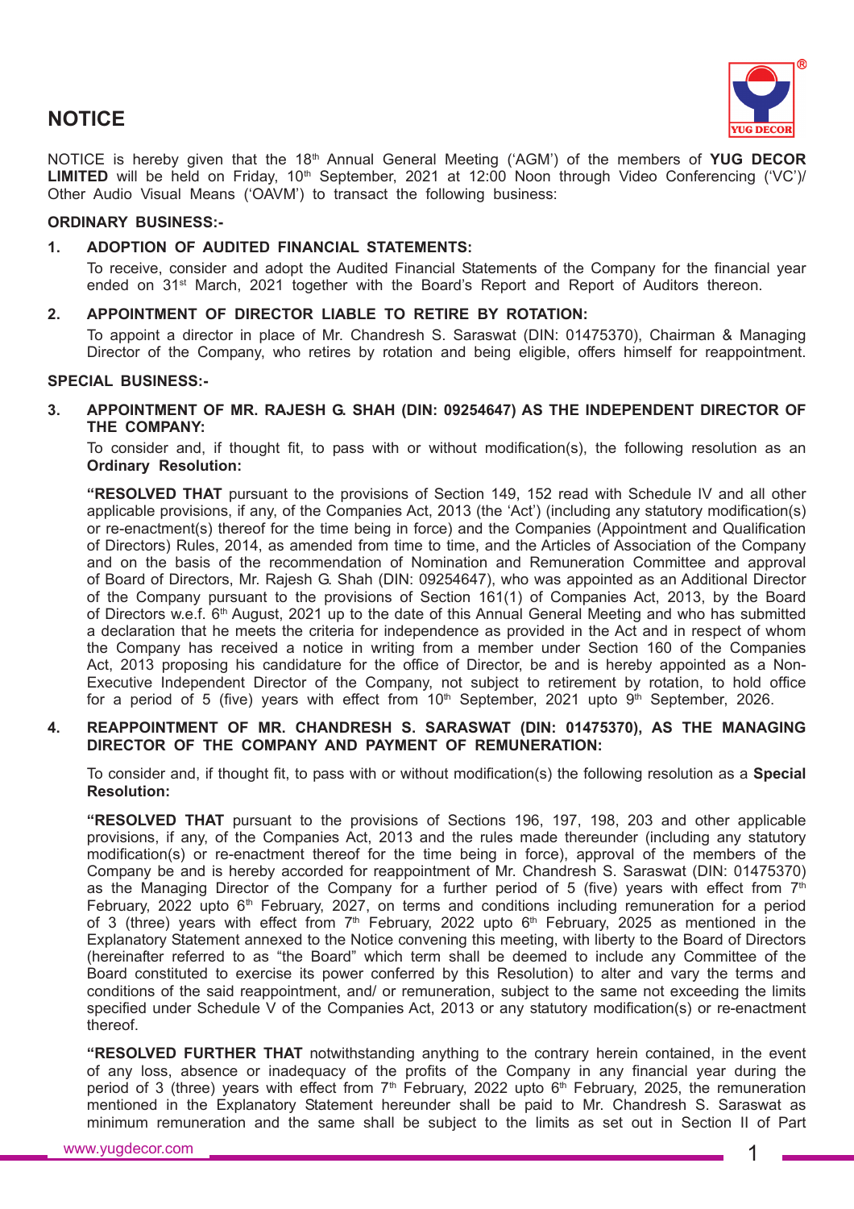# NOTICE

NOTICE is hereby given that the 18th Annual General Meeting ('AGM') of the members of **YUG DECOR LIMITED** will be held on Friday, 10th September, 2021 at 12:00 Noon through Video Conferencing ('VC')/ Other Audio Visual Means ('OAVM') to transact the following business:

**ORDINARY BUSINESS:-**

1. **ADOPTION OF AUDITED FINANCIAL STATEMENTS:**

   To receive, consider and adopt the Audited Financial Statements of the Company for the financial year ended on 31st March, 2021 together with the Board's Report and Report of Auditors thereon.

2. **APPOINTMENT OF DIRECTOR LIABLE TO RETIRE BY ROTATION:**

   To appoint a director in place of Mr. Chandresh S. Saraswat (DIN: 01475370), Chairman & Managing Director of the Company, who retires by rotation and being eligible, offers himself for reappointment.

**SPECIAL BUSINESS:-**

3. **APPOINTMENT OF MR. RAJESH G. SHAH (DIN: 09254647) AS THE INDEPENDENT DIRECTOR OF THE COMPANY:**

   To consider and, if thought fit, to pass with or without modification(s), the following resolution as an **Ordinary Resolution:**

   **"RESOLVED THAT** pursuant to the provisions of Section 149, 152 read with Schedule IV and all other applicable provisions, if any, of the Companies Act, 2013 (the 'Act') (including any statutory modification(s) or re-enactment(s) thereof for the time being in force) and the Companies (Appointment and Qualification of Directors) Rules, 2014, as amended from time to time, and the Articles of Association of the Company and on the basis of the recommendation of Nomination and Remuneration Committee and approval of Board of Directors, Mr. Rajesh G. Shah (DIN: 09254647), who was appointed as an Additional Director of the Company pursuant to the provisions of Section 161(1) of Companies Act, 2013, by the Board of Directors w.e.f. 6th August, 2021 up to the date of this Annual General Meeting and who has submitted a declaration that he meets the criteria for independence as provided in the Act and in respect of whom the Company has received a notice in writing from a member under Section 160 of the Companies Act, 2013 proposing his candidature for the office of Director, be and is hereby appointed as a Non-Executive Independent Director of the Company, not subject to retirement by rotation, to hold office for a period of 5 (five) years with effect from 10th September, 2021 upto 9th September, 2026.

4. **REAPPOINTMENT OF MR. CHANDRESH S. SARASWAT (DIN: 01475370), AS THE MANAGING DIRECTOR OF THE COMPANY AND PAYMENT OF REMUNERATION:**

   To consider and, if thought fit, to pass with or without modification(s) the following resolution as a **Special Resolution:**

   **"RESOLVED THAT** pursuant to the provisions of Sections 196, 197, 198, 203 and other applicable provisions, if any, of the Companies Act, 2013 and the rules made thereunder (including any statutory modification(s) or re-enactment thereof for the time being in force), approval of the members of the Company be and is hereby accorded for reappointment of Mr. Chandresh S. Saraswat (DIN: 01475370) as the Managing Director of the Company for a further period of 5 (five) years with effect from 7th February, 2022 upto 6th February, 2027, on terms and conditions including remuneration for a period of 3 (three) years with effect from 7th February, 2022 upto 6th February, 2025 as mentioned in the Explanatory Statement annexed to the Notice convening this meeting, with liberty to the Board of Directors (hereinafter referred to as "the Board" which term shall be deemed to include any Committee of the Board constituted to exercise its power conferred by this Resolution) to alter and vary the terms and conditions of the said reappointment, and/ or remuneration, subject to the same not exceeding the limits specified under Schedule V of the Companies Act, 2013 or any statutory modification(s) or re-enactment thereof.

   **"RESOLVED FURTHER THAT** notwithstanding anything to the contrary herein contained, in the event of any loss, absence or inadequacy of the profits of the Company in any financial year during the period of 3 (three) years with effect from 7th February, 2022 upto 6th February, 2025, the remuneration mentioned in the Explanatory Statement hereunder shall be paid to Mr. Chandresh S. Saraswat as minimum remuneration and the same shall be subject to the limits as set out in Section II of Part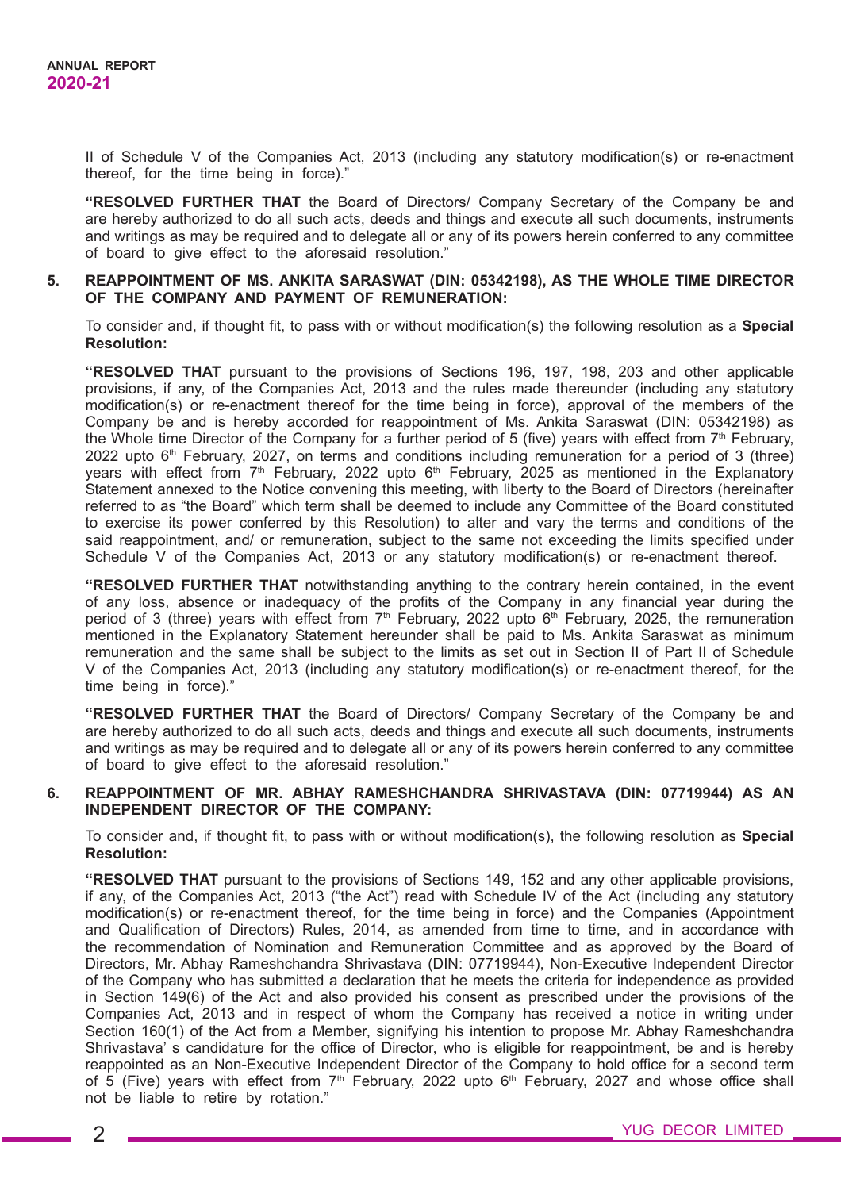II of Schedule V of the Companies Act, 2013 (including any statutory modification(s) or re-enactment thereof, for the time being in force)."

**"RESOLVED FURTHER THAT** the Board of Directors/ Company Secretary of the Company be and are hereby authorized to do all such acts, deeds and things and execute all such documents, instruments and writings as may be required and to delegate all or any of its powers herein conferred to any committee of board to give effect to the aforesaid resolution."

**5. REAPPOINTMENT OF MS. ANKITA SARASWAT (DIN: 05342198), AS THE WHOLE TIME DIRECTOR OF THE COMPANY AND PAYMENT OF REMUNERATION:**

To consider and, if thought fit, to pass with or without modification(s) the following resolution as a **Special Resolution:**

**"RESOLVED THAT** pursuant to the provisions of Sections 196, 197, 198, 203 and other applicable provisions, if any, of the Companies Act, 2013 and the rules made thereunder (including any statutory modification(s) or re-enactment thereof for the time being in force), approval of the members of the Company be and is hereby accorded for reappointment of Ms. Ankita Saraswat (DIN: 05342198) as the Whole time Director of the Company for a further period of 5 (five) years with effect from 7th February, 2022 upto 6th February, 2027, on terms and conditions including remuneration for a period of 3 (three) years with effect from 7th February, 2022 upto 6th February, 2025 as mentioned in the Explanatory Statement annexed to the Notice convening this meeting, with liberty to the Board of Directors (hereinafter referred to as "the Board" which term shall be deemed to include any Committee of the Board constituted to exercise its power conferred by this Resolution) to alter and vary the terms and conditions of the said reappointment, and/ or remuneration, subject to the same not exceeding the limits specified under Schedule V of the Companies Act, 2013 or any statutory modification(s) or re-enactment thereof.

**"RESOLVED FURTHER THAT** notwithstanding anything to the contrary herein contained, in the event of any loss, absence or inadequacy of the profits of the Company in any financial year during the period of 3 (three) years with effect from 7th February, 2022 upto 6th February, 2025, the remuneration mentioned in the Explanatory Statement hereunder shall be paid to Ms. Ankita Saraswat as minimum remuneration and the same shall be subject to the limits as set out in Section II of Part II of Schedule V of the Companies Act, 2013 (including any statutory modification(s) or re-enactment thereof, for the time being in force)."

**"RESOLVED FURTHER THAT** the Board of Directors/ Company Secretary of the Company be and are hereby authorized to do all such acts, deeds and things and execute all such documents, instruments and writings as may be required and to delegate all or any of its powers herein conferred to any committee of board to give effect to the aforesaid resolution."

**6. REAPPOINTMENT OF MR. ABHAY RAMESHCHANDRA SHRIVASTAVA (DIN: 07719944) AS AN INDEPENDENT DIRECTOR OF THE COMPANY:**

To consider and, if thought fit, to pass with or without modification(s), the following resolution as **Special Resolution:**

**"RESOLVED THAT** pursuant to the provisions of Sections 149, 152 and any other applicable provisions, if any, of the Companies Act, 2013 ("the Act") read with Schedule IV of the Act (including any statutory modification(s) or re-enactment thereof, for the time being in force) and the Companies (Appointment and Qualification of Directors) Rules, 2014, as amended from time to time, and in accordance with the recommendation of Nomination and Remuneration Committee and as approved by the Board of Directors, Mr. Abhay Rameshchandra Shrivastava (DIN: 07719944), Non-Executive Independent Director of the Company who has submitted a declaration that he meets the criteria for independence as provided in Section 149(6) of the Act and also provided his consent as prescribed under the provisions of the Companies Act, 2013 and in respect of whom the Company has received a notice in writing under Section 160(1) of the Act from a Member, signifying his intention to propose Mr. Abhay Rameshchandra Shrivastava' s candidature for the office of Director, who is eligible for reappointment, be and is hereby reappointed as an Non-Executive Independent Director of the Company to hold office for a second term of 5 (Five) years with effect from 7th February, 2022 upto 6th February, 2027 and whose office shall not be liable to retire by rotation."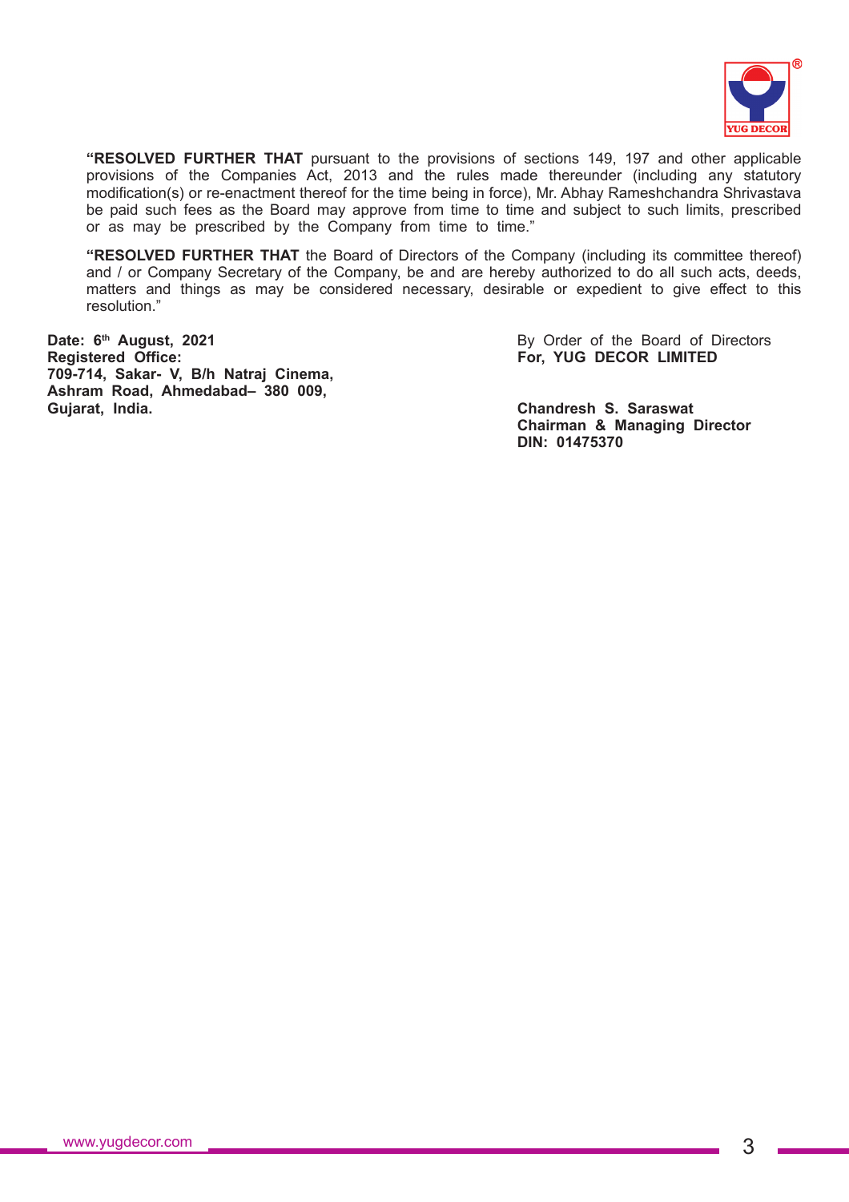**"RESOLVED FURTHER THAT** pursuant to the provisions of sections 149, 197 and other applicable provisions of the Companies Act, 2013 and the rules made thereunder (including any statutory modification(s) or re-enactment thereof for the time being in force), Mr. Abhay Rameshchandra Shrivastava be paid such fees as the Board may approve from time to time and subject to such limits, prescribed or as may be prescribed by the Company from time to time."

**"RESOLVED FURTHER THAT** the Board of Directors of the Company (including its committee thereof) and / or Company Secretary of the Company, be and are hereby authorized to do all such acts, deeds, matters and things as may be considered necessary, desirable or expedient to give effect to this resolution."

**Date: 6th August, 2021**
**Registered Office:**
**709-714, Sakar- V, B/h Natraj Cinema,**
**Ashram Road, Ahmedabad– 380 009,**
**Gujarat, India.**

By Order of the Board of Directors
**For, YUG DECOR LIMITED**

**Chandresh S. Saraswat**
**Chairman & Managing Director**
**DIN: 01475370**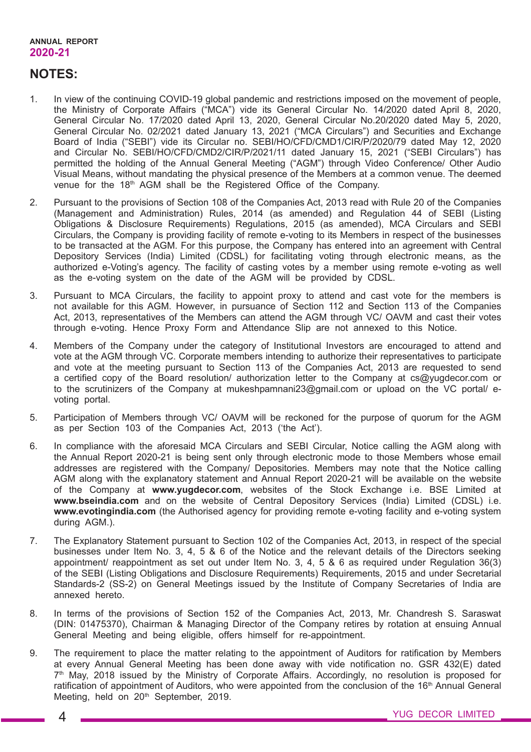## NOTES:

1. In view of the continuing COVID-19 global pandemic and restrictions imposed on the movement of people, the Ministry of Corporate Affairs ("MCA") vide its General Circular No. 14/2020 dated April 8, 2020, General Circular No. 17/2020 dated April 13, 2020, General Circular No.20/2020 dated May 5, 2020, General Circular No. 02/2021 dated January 13, 2021 ("MCA Circulars") and Securities and Exchange Board of India ("SEBI") vide its Circular no. SEBI/HO/CFD/CMD1/CIR/P/2020/79 dated May 12, 2020 and Circular No. SEBI/HO/CFD/CMD2/CIR/P/2021/11 dated January 15, 2021 ("SEBI Circulars") has permitted the holding of the Annual General Meeting ("AGM") through Video Conference/ Other Audio Visual Means, without mandating the physical presence of the Members at a common venue. The deemed venue for the 18th AGM shall be the Registered Office of the Company.

2. Pursuant to the provisions of Section 108 of the Companies Act, 2013 read with Rule 20 of the Companies (Management and Administration) Rules, 2014 (as amended) and Regulation 44 of SEBI (Listing Obligations & Disclosure Requirements) Regulations, 2015 (as amended), MCA Circulars and SEBI Circulars, the Company is providing facility of remote e-voting to its Members in respect of the businesses to be transacted at the AGM. For this purpose, the Company has entered into an agreement with Central Depository Services (India) Limited (CDSL) for facilitating voting through electronic means, as the authorized e-Voting's agency. The facility of casting votes by a member using remote e-voting as well as the e-voting system on the date of the AGM will be provided by CDSL.

3. Pursuant to MCA Circulars, the facility to appoint proxy to attend and cast vote for the members is not available for this AGM. However, in pursuance of Section 112 and Section 113 of the Companies Act, 2013, representatives of the Members can attend the AGM through VC/ OAVM and cast their votes through e-voting. Hence Proxy Form and Attendance Slip are not annexed to this Notice.

4. Members of the Company under the category of Institutional Investors are encouraged to attend and vote at the AGM through VC. Corporate members intending to authorize their representatives to participate and vote at the meeting pursuant to Section 113 of the Companies Act, 2013 are requested to send a certified copy of the Board resolution/ authorization letter to the Company at cs@yugdecor.com or to the scrutinizers of the Company at mukeshpamnani23@gmail.com or upload on the VC portal/ e-voting portal.

5. Participation of Members through VC/ OAVM will be reckoned for the purpose of quorum for the AGM as per Section 103 of the Companies Act, 2013 ('the Act').

6. In compliance with the aforesaid MCA Circulars and SEBI Circular, Notice calling the AGM along with the Annual Report 2020-21 is being sent only through electronic mode to those Members whose email addresses are registered with the Company/ Depositories. Members may note that the Notice calling AGM along with the explanatory statement and Annual Report 2020-21 will be available on the website of the Company at **www.yugdecor.com**, websites of the Stock Exchange i.e. BSE Limited at **www.bseindia.com** and on the website of Central Depository Services (India) Limited (CDSL) i.e. **www.evotingindia.com** (the Authorised agency for providing remote e-voting facility and e-voting system during AGM.).

7. The Explanatory Statement pursuant to Section 102 of the Companies Act, 2013, in respect of the special businesses under Item No. 3, 4, 5 & 6 of the Notice and the relevant details of the Directors seeking appointment/ reappointment as set out under Item No. 3, 4, 5 & 6 as required under Regulation 36(3) of the SEBI (Listing Obligations and Disclosure Requirements) Requirements, 2015 and under Secretarial Standards-2 (SS-2) on General Meetings issued by the Institute of Company Secretaries of India are annexed hereto.

8. In terms of the provisions of Section 152 of the Companies Act, 2013, Mr. Chandresh S. Saraswat (DIN: 01475370), Chairman & Managing Director of the Company retires by rotation at ensuing Annual General Meeting and being eligible, offers himself for re-appointment.

9. The requirement to place the matter relating to the appointment of Auditors for ratification by Members at every Annual General Meeting has been done away with vide notification no. GSR 432(E) dated 7th May, 2018 issued by the Ministry of Corporate Affairs. Accordingly, no resolution is proposed for ratification of appointment of Auditors, who were appointed from the conclusion of the 16th Annual General Meeting, held on 20th September, 2019.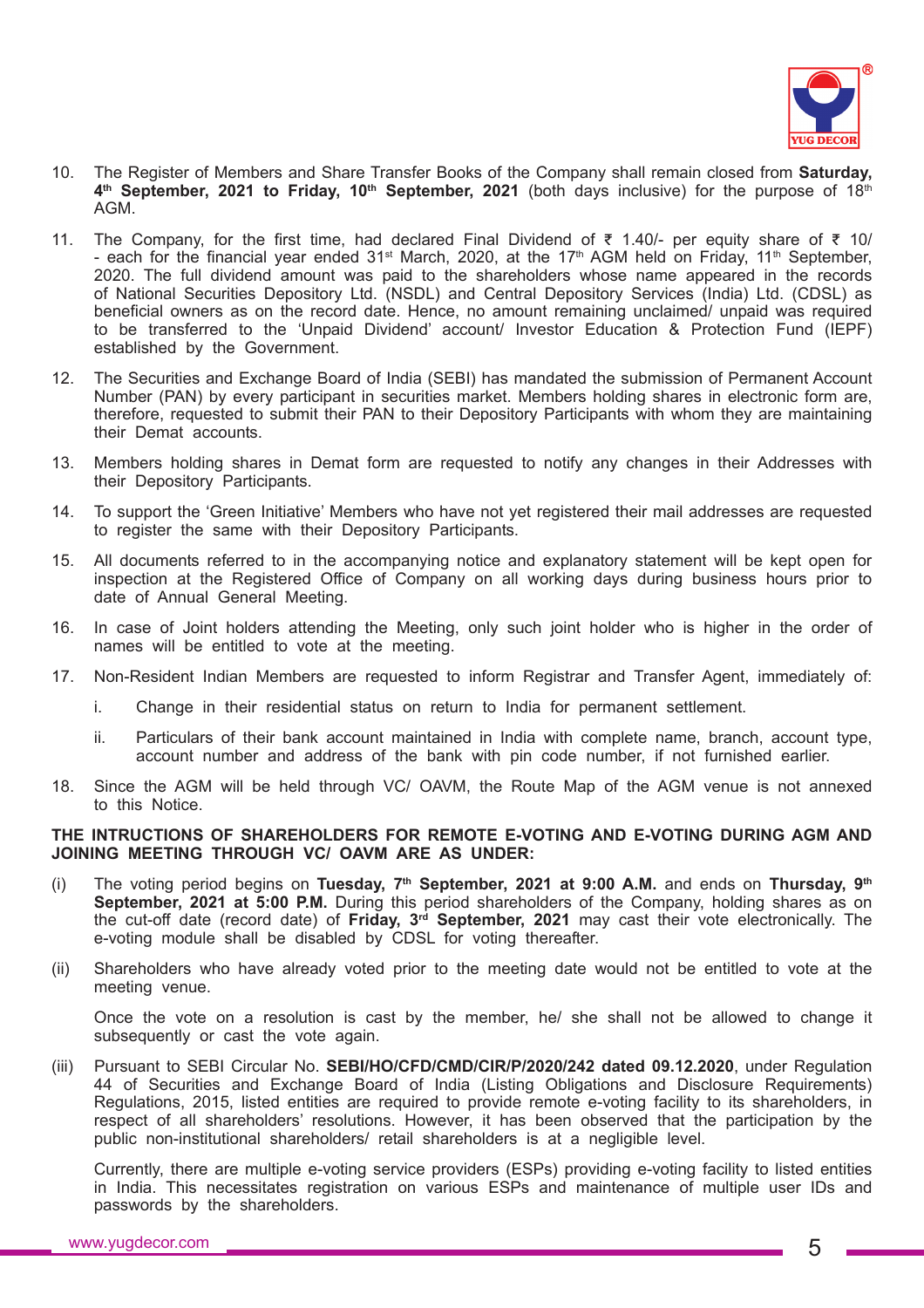10. The Register of Members and Share Transfer Books of the Company shall remain closed from **Saturday, 4th September, 2021 to Friday, 10th September, 2021** (both days inclusive) for the purpose of 18th AGM.

11. The Company, for the first time, had declared Final Dividend of ₹ 1.40/- per equity share of ₹ 10/- each for the financial year ended 31st March, 2020, at the 17th AGM held on Friday, 11th September, 2020. The full dividend amount was paid to the shareholders whose name appeared in the records of National Securities Depository Ltd. (NSDL) and Central Depository Services (India) Ltd. (CDSL) as beneficial owners as on the record date. Hence, no amount remaining unclaimed/ unpaid was required to be transferred to the 'Unpaid Dividend' account/ Investor Education & Protection Fund (IEPF) established by the Government.

12. The Securities and Exchange Board of India (SEBI) has mandated the submission of Permanent Account Number (PAN) by every participant in securities market. Members holding shares in electronic form are, therefore, requested to submit their PAN to their Depository Participants with whom they are maintaining their Demat accounts.

13. Members holding shares in Demat form are requested to notify any changes in their Addresses with their Depository Participants.

14. To support the 'Green Initiative' Members who have not yet registered their mail addresses are requested to register the same with their Depository Participants.

15. All documents referred to in the accompanying notice and explanatory statement will be kept open for inspection at the Registered Office of Company on all working days during business hours prior to date of Annual General Meeting.

16. In case of Joint holders attending the Meeting, only such joint holder who is higher in the order of names will be entitled to vote at the meeting.

17. Non-Resident Indian Members are requested to inform Registrar and Transfer Agent, immediately of:

    i. Change in their residential status on return to India for permanent settlement.

    ii. Particulars of their bank account maintained in India with complete name, branch, account type, account number and address of the bank with pin code number, if not furnished earlier.

18. Since the AGM will be held through VC/ OAVM, the Route Map of the AGM venue is not annexed to this Notice.

**THE INTRUCTIONS OF SHAREHOLDERS FOR REMOTE E-VOTING AND E-VOTING DURING AGM AND JOINING MEETING THROUGH VC/ OAVM ARE AS UNDER:**

(i) The voting period begins on **Tuesday, 7th September, 2021 at 9:00 A.M.** and ends on **Thursday, 9th September, 2021 at 5:00 P.M.** During this period shareholders of the Company, holding shares as on the cut-off date (record date) of **Friday, 3rd September, 2021** may cast their vote electronically. The e-voting module shall be disabled by CDSL for voting thereafter.

(ii) Shareholders who have already voted prior to the meeting date would not be entitled to vote at the meeting venue.

    Once the vote on a resolution is cast by the member, he/ she shall not be allowed to change it subsequently or cast the vote again.

(iii) Pursuant to SEBI Circular No. **SEBI/HO/CFD/CMD/CIR/P/2020/242 dated 09.12.2020**, under Regulation 44 of Securities and Exchange Board of India (Listing Obligations and Disclosure Requirements) Regulations, 2015, listed entities are required to provide remote e-voting facility to its shareholders, in respect of all shareholders' resolutions. However, it has been observed that the participation by the public non-institutional shareholders/ retail shareholders is at a negligible level.

    Currently, there are multiple e-voting service providers (ESPs) providing e-voting facility to listed entities in India. This necessitates registration on various ESPs and maintenance of multiple user IDs and passwords by the shareholders.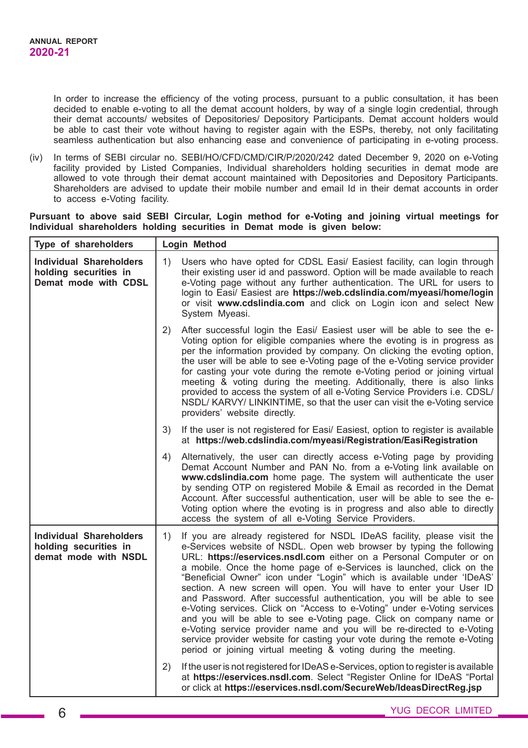In order to increase the efficiency of the voting process, pursuant to a public consultation, it has been decided to enable e-voting to all the demat account holders, by way of a single login credential, through their demat accounts/ websites of Depositories/ Depository Participants. Demat account holders would be able to cast their vote without having to register again with the ESPs, thereby, not only facilitating seamless authentication but also enhancing ease and convenience of participating in e-voting process.

(iv) In terms of SEBI circular no. SEBI/HO/CFD/CMD/CIR/P/2020/242 dated December 9, 2020 on e-Voting facility provided by Listed Companies, Individual shareholders holding securities in demat mode are allowed to vote through their demat account maintained with Depositories and Depository Participants. Shareholders are advised to update their mobile number and email Id in their demat accounts in order to access e-Voting facility.

**Pursuant to above said SEBI Circular, Login method for e-Voting and joining virtual meetings for Individual shareholders holding securities in Demat mode is given below:**

| Type of shareholders | Login Method |
|---|---|
| **Individual Shareholders holding securities in Demat mode with CDSL** | 1) Users who have opted for CDSL Easi/ Easiest facility, can login through their existing user id and password. Option will be made available to reach e-Voting page without any further authentication. The URL for users to login to Easi/ Easiest are **https://web.cdslindia.com/myeasi/home/login** or visit **www.cdslindia.com** and click on Login icon and select New System Myeasi.<br><br>2) After successful login the Easi/ Easiest user will be able to see the e-Voting option for eligible companies where the evoting is in progress as per the information provided by company. On clicking the evoting option, the user will be able to see e-Voting page of the e-Voting service provider for casting your vote during the remote e-Voting period or joining virtual meeting & voting during the meeting. Additionally, there is also links provided to access the system of all e-Voting Service Providers i.e. CDSL/ NSDL/ KARVY/ LINKINTIME, so that the user can visit the e-Voting service providers' website directly.<br><br>3) If the user is not registered for Easi/ Easiest, option to register is available at **https://web.cdslindia.com/myeasi/Registration/EasiRegistration**<br><br>4) Alternatively, the user can directly access e-Voting page by providing Demat Account Number and PAN No. from a e-Voting link available on **www.cdslindia.com** home page. The system will authenticate the user by sending OTP on registered Mobile & Email as recorded in the Demat Account. After successful authentication, user will be able to see the e-Voting option where the evoting is in progress and also able to directly access the system of all e-Voting Service Providers. |
| **Individual Shareholders holding securities in demat mode with NSDL** | 1) If you are already registered for NSDL IDeAS facility, please visit the e-Services website of NSDL. Open web browser by typing the following URL: **https://eservices.nsdl.com** either on a Personal Computer or on a mobile. Once the home page of e-Services is launched, click on the "Beneficial Owner" icon under "Login" which is available under 'IDeAS' section. A new screen will open. You will have to enter your User ID and Password. After successful authentication, you will be able to see e-Voting services. Click on "Access to e-Voting" under e-Voting services and you will be able to see e-Voting page. Click on company name or e-Voting service provider name and you will be re-directed to e-Voting service provider website for casting your vote during the remote e-Voting period or joining virtual meeting & voting during the meeting.<br><br>2) If the user is not registered for IDeAS e-Services, option to register is available at **https://eservices.nsdl.com**. Select "Register Online for IDeAS "Portal or click at **https://eservices.nsdl.com/SecureWeb/IdeasDirectReg.jsp** |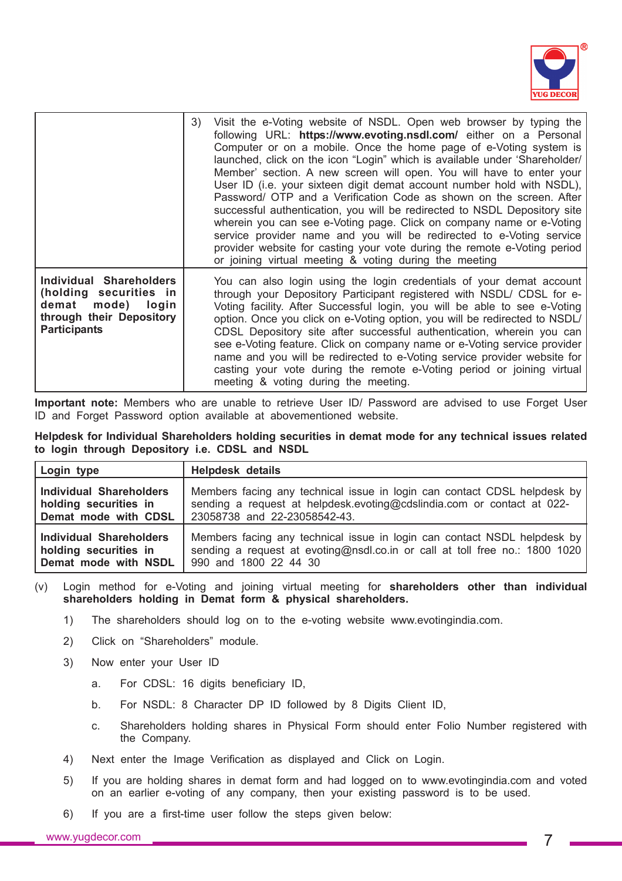| | |
|---|---|
| | 3) Visit the e-Voting website of NSDL. Open web browser by typing the following URL: **https://www.evoting.nsdl.com/** either on a Personal Computer or on a mobile. Once the home page of e-Voting system is launched, click on the icon "Login" which is available under 'Shareholder/ Member' section. A new screen will open. You will have to enter your User ID (i.e. your sixteen digit demat account number hold with NSDL), Password/ OTP and a Verification Code as shown on the screen. After successful authentication, you will be redirected to NSDL Depository site wherein you can see e-Voting page. Click on company name or e-Voting service provider name and you will be redirected to e-Voting service provider website for casting your vote during the remote e-Voting period or joining virtual meeting & voting during the meeting |
| **Individual Shareholders (holding securities in demat mode) login through their Depository Participants** | You can also login using the login credentials of your demat account through your Depository Participant registered with NSDL/ CDSL for e-Voting facility. After Successful login, you will be able to see e-Voting option. Once you click on e-Voting option, you will be redirected to NSDL/ CDSL Depository site after successful authentication, wherein you can see e-Voting feature. Click on company name or e-Voting service provider name and you will be redirected to e-Voting service provider website for casting your vote during the remote e-Voting period or joining virtual meeting & voting during the meeting. |

**Important note:** Members who are unable to retrieve User ID/ Password are advised to use Forget User ID and Forget Password option available at abovementioned website.

**Helpdesk for Individual Shareholders holding securities in demat mode for any technical issues related to login through Depository i.e. CDSL and NSDL**

| Login type | Helpdesk details |
|---|---|
| **Individual Shareholders holding securities in Demat mode with CDSL** | Members facing any technical issue in login can contact CDSL helpdesk by sending a request at helpdesk.evoting@cdslindia.com or contact at 022-23058738 and 22-23058542-43. |
| **Individual Shareholders holding securities in Demat mode with NSDL** | Members facing any technical issue in login can contact NSDL helpdesk by sending a request at evoting@nsdl.co.in or call at toll free no.: 1800 1020 990 and 1800 22 44 30 |

(v) Login method for e-Voting and joining virtual meeting for **shareholders other than individual shareholders holding in Demat form & physical shareholders.**

1) The shareholders should log on to the e-voting website www.evotingindia.com.
2) Click on "Shareholders" module.
3) Now enter your User ID
   a. For CDSL: 16 digits beneficiary ID,
   b. For NSDL: 8 Character DP ID followed by 8 Digits Client ID,
   c. Shareholders holding shares in Physical Form should enter Folio Number registered with the Company.
4) Next enter the Image Verification as displayed and Click on Login.
5) If you are holding shares in demat form and had logged on to www.evotingindia.com and voted on an earlier e-voting of any company, then your existing password is to be used.
6) If you are a first-time user follow the steps given below: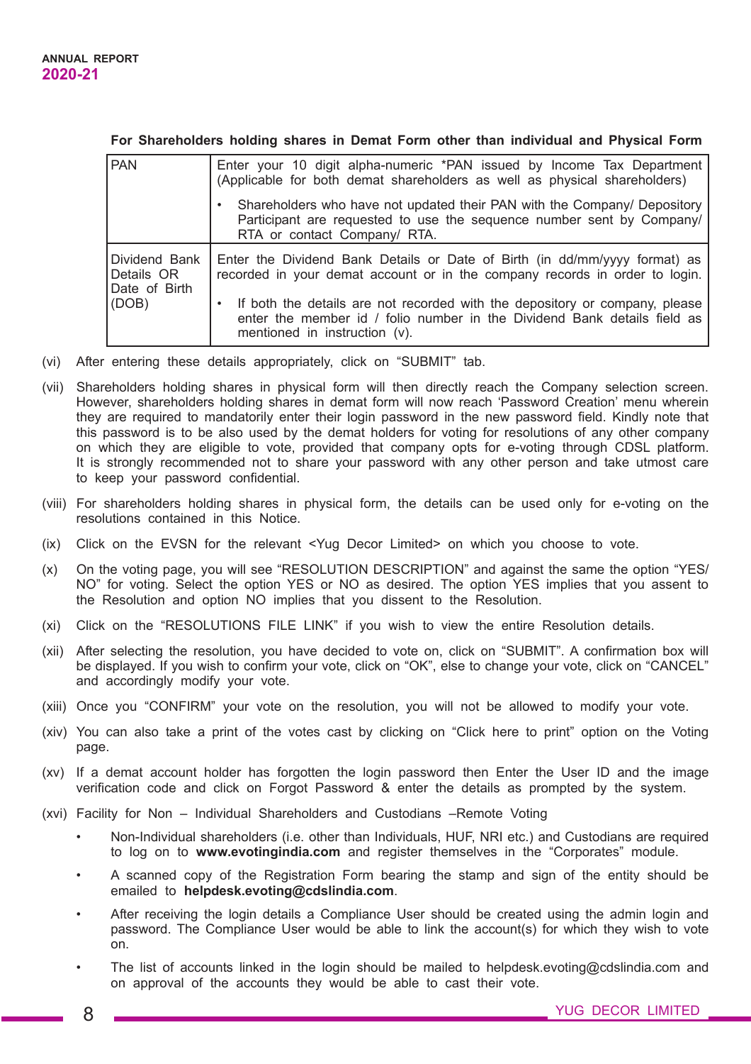**For Shareholders holding shares in Demat Form other than individual and Physical Form**

| | |
|---|---|
| PAN | Enter your 10 digit alpha-numeric *PAN issued by Income Tax Department (Applicable for both demat shareholders as well as physical shareholders)<br>• Shareholders who have not updated their PAN with the Company/ Depository Participant are requested to use the sequence number sent by Company/ RTA or contact Company/ RTA. |
| Dividend Bank Details OR Date of Birth (DOB) | Enter the Dividend Bank Details or Date of Birth (in dd/mm/yyyy format) as recorded in your demat account or in the company records in order to login.<br>• If both the details are not recorded with the depository or company, please enter the member id / folio number in the Dividend Bank details field as mentioned in instruction (v). |

(vi) After entering these details appropriately, click on "SUBMIT" tab.

(vii) Shareholders holding shares in physical form will then directly reach the Company selection screen. However, shareholders holding shares in demat form will now reach 'Password Creation' menu wherein they are required to mandatorily enter their login password in the new password field. Kindly note that this password is to be also used by the demat holders for voting for resolutions of any other company on which they are eligible to vote, provided that company opts for e-voting through CDSL platform. It is strongly recommended not to share your password with any other person and take utmost care to keep your password confidential.

(viii) For shareholders holding shares in physical form, the details can be used only for e-voting on the resolutions contained in this Notice.

(ix) Click on the EVSN for the relevant <Yug Decor Limited> on which you choose to vote.

(x) On the voting page, you will see "RESOLUTION DESCRIPTION" and against the same the option "YES/ NO" for voting. Select the option YES or NO as desired. The option YES implies that you assent to the Resolution and option NO implies that you dissent to the Resolution.

(xi) Click on the "RESOLUTIONS FILE LINK" if you wish to view the entire Resolution details.

(xii) After selecting the resolution, you have decided to vote on, click on "SUBMIT". A confirmation box will be displayed. If you wish to confirm your vote, click on "OK", else to change your vote, click on "CANCEL" and accordingly modify your vote.

(xiii) Once you "CONFIRM" your vote on the resolution, you will not be allowed to modify your vote.

(xiv) You can also take a print of the votes cast by clicking on "Click here to print" option on the Voting page.

(xv) If a demat account holder has forgotten the login password then Enter the User ID and the image verification code and click on Forgot Password & enter the details as prompted by the system.

(xvi) Facility for Non – Individual Shareholders and Custodians –Remote Voting

- Non-Individual shareholders (i.e. other than Individuals, HUF, NRI etc.) and Custodians are required to log on to **www.evotingindia.com** and register themselves in the "Corporates" module.
- A scanned copy of the Registration Form bearing the stamp and sign of the entity should be emailed to **helpdesk.evoting@cdslindia.com**.
- After receiving the login details a Compliance User should be created using the admin login and password. The Compliance User would be able to link the account(s) for which they wish to vote on.
- The list of accounts linked in the login should be mailed to helpdesk.evoting@cdslindia.com and on approval of the accounts they would be able to cast their vote.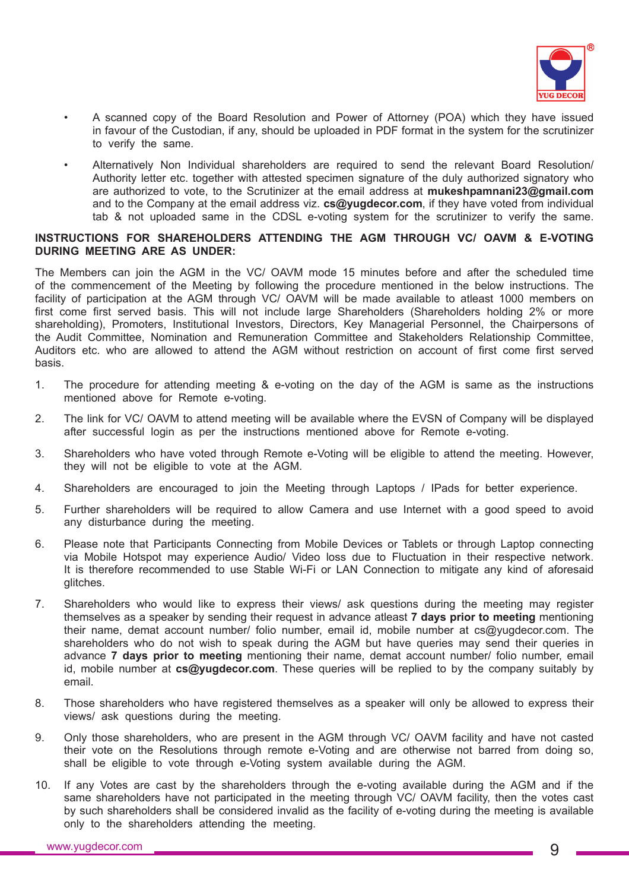- A scanned copy of the Board Resolution and Power of Attorney (POA) which they have issued in favour of the Custodian, if any, should be uploaded in PDF format in the system for the scrutinizer to verify the same.

- Alternatively Non Individual shareholders are required to send the relevant Board Resolution/ Authority letter etc. together with attested specimen signature of the duly authorized signatory who are authorized to vote, to the Scrutinizer at the email address at **mukeshpamnani23@gmail.com** and to the Company at the email address viz. **cs@yugdecor.com**, if they have voted from individual tab & not uploaded same in the CDSL e-voting system for the scrutinizer to verify the same.

**INSTRUCTIONS FOR SHAREHOLDERS ATTENDING THE AGM THROUGH VC/ OAVM & E-VOTING DURING MEETING ARE AS UNDER:**

The Members can join the AGM in the VC/ OAVM mode 15 minutes before and after the scheduled time of the commencement of the Meeting by following the procedure mentioned in the below instructions. The facility of participation at the AGM through VC/ OAVM will be made available to atleast 1000 members on first come first served basis. This will not include large Shareholders (Shareholders holding 2% or more shareholding), Promoters, Institutional Investors, Directors, Key Managerial Personnel, the Chairpersons of the Audit Committee, Nomination and Remuneration Committee and Stakeholders Relationship Committee, Auditors etc. who are allowed to attend the AGM without restriction on account of first come first served basis.

1. The procedure for attending meeting & e-voting on the day of the AGM is same as the instructions mentioned above for Remote e-voting.

2. The link for VC/ OAVM to attend meeting will be available where the EVSN of Company will be displayed after successful login as per the instructions mentioned above for Remote e-voting.

3. Shareholders who have voted through Remote e-Voting will be eligible to attend the meeting. However, they will not be eligible to vote at the AGM.

4. Shareholders are encouraged to join the Meeting through Laptops / IPads for better experience.

5. Further shareholders will be required to allow Camera and use Internet with a good speed to avoid any disturbance during the meeting.

6. Please note that Participants Connecting from Mobile Devices or Tablets or through Laptop connecting via Mobile Hotspot may experience Audio/ Video loss due to Fluctuation in their respective network. It is therefore recommended to use Stable Wi-Fi or LAN Connection to mitigate any kind of aforesaid glitches.

7. Shareholders who would like to express their views/ ask questions during the meeting may register themselves as a speaker by sending their request in advance atleast **7 days prior to meeting** mentioning their name, demat account number/ folio number, email id, mobile number at cs@yugdecor.com. The shareholders who do not wish to speak during the AGM but have queries may send their queries in advance **7 days prior to meeting** mentioning their name, demat account number/ folio number, email id, mobile number at **cs@yugdecor.com**. These queries will be replied to by the company suitably by email.

8. Those shareholders who have registered themselves as a speaker will only be allowed to express their views/ ask questions during the meeting.

9. Only those shareholders, who are present in the AGM through VC/ OAVM facility and have not casted their vote on the Resolutions through remote e-Voting and are otherwise not barred from doing so, shall be eligible to vote through e-Voting system available during the AGM.

10. If any Votes are cast by the shareholders through the e-voting available during the AGM and if the same shareholders have not participated in the meeting through VC/ OAVM facility, then the votes cast by such shareholders shall be considered invalid as the facility of e-voting during the meeting is available only to the shareholders attending the meeting.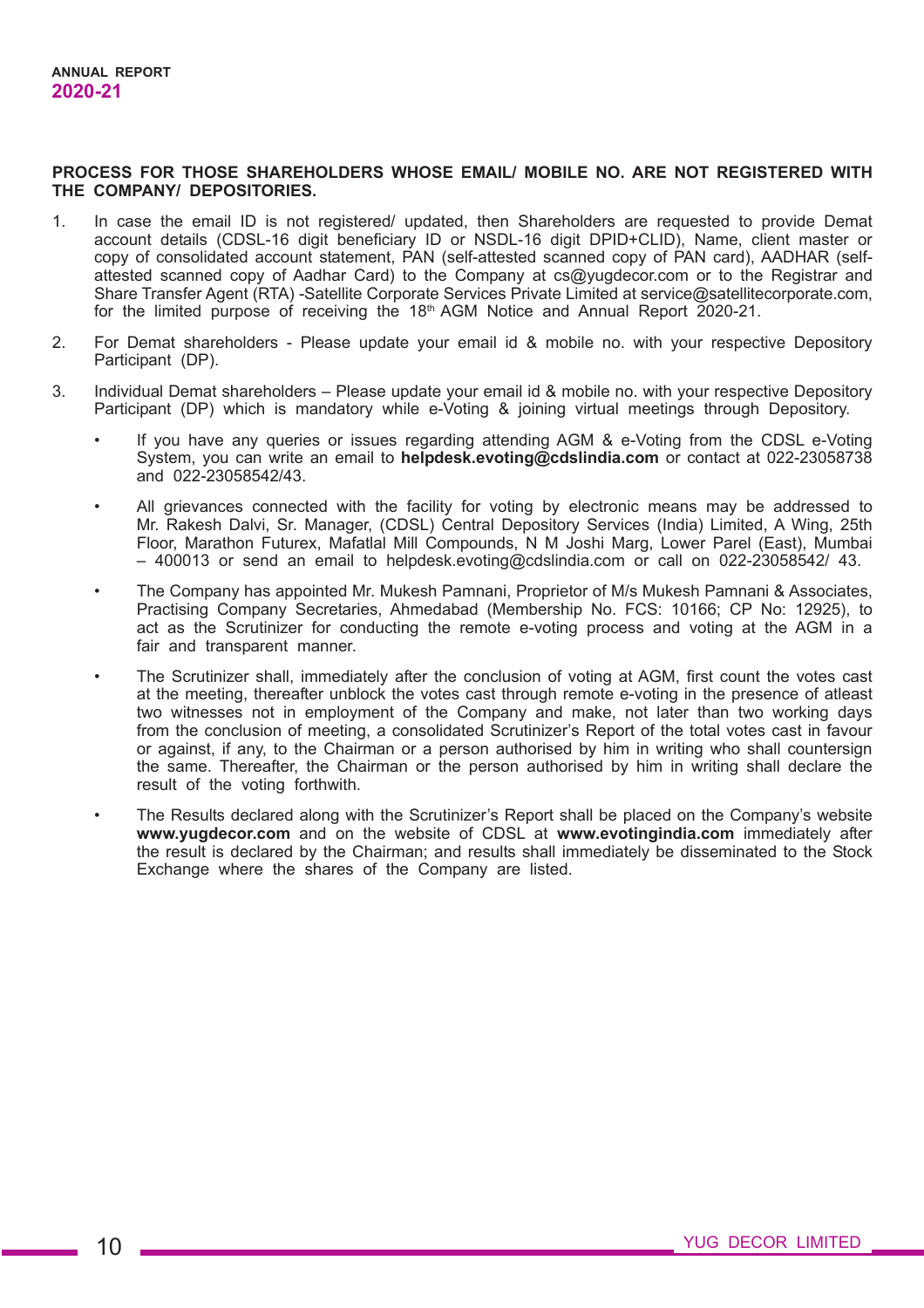**PROCESS FOR THOSE SHAREHOLDERS WHOSE EMAIL/ MOBILE NO. ARE NOT REGISTERED WITH THE COMPANY/ DEPOSITORIES.**

1. In case the email ID is not registered/ updated, then Shareholders are requested to provide Demat account details (CDSL-16 digit beneficiary ID or NSDL-16 digit DPID+CLID), Name, client master or copy of consolidated account statement, PAN (self-attested scanned copy of PAN card), AADHAR (self-attested scanned copy of Aadhar Card) to the Company at cs@yugdecor.com or to the Registrar and Share Transfer Agent (RTA) -Satellite Corporate Services Private Limited at service@satellitecorporate.com, for the limited purpose of receiving the 18th AGM Notice and Annual Report 2020-21.

2. For Demat shareholders - Please update your email id & mobile no. with your respective Depository Participant (DP).

3. Individual Demat shareholders – Please update your email id & mobile no. with your respective Depository Participant (DP) which is mandatory while e-Voting & joining virtual meetings through Depository.

   - If you have any queries or issues regarding attending AGM & e-Voting from the CDSL e-Voting System, you can write an email to **helpdesk.evoting@cdslindia.com** or contact at 022-23058738 and 022-23058542/43.

   - All grievances connected with the facility for voting by electronic means may be addressed to Mr. Rakesh Dalvi, Sr. Manager, (CDSL) Central Depository Services (India) Limited, A Wing, 25th Floor, Marathon Futurex, Mafatlal Mill Compounds, N M Joshi Marg, Lower Parel (East), Mumbai – 400013 or send an email to helpdesk.evoting@cdslindia.com or call on 022-23058542/ 43.

   - The Company has appointed Mr. Mukesh Pamnani, Proprietor of M/s Mukesh Pamnani & Associates, Practising Company Secretaries, Ahmedabad (Membership No. FCS: 10166; CP No: 12925), to act as the Scrutinizer for conducting the remote e-voting process and voting at the AGM in a fair and transparent manner.

   - The Scrutinizer shall, immediately after the conclusion of voting at AGM, first count the votes cast at the meeting, thereafter unblock the votes cast through remote e-voting in the presence of atleast two witnesses not in employment of the Company and make, not later than two working days from the conclusion of meeting, a consolidated Scrutinizer's Report of the total votes cast in favour or against, if any, to the Chairman or a person authorised by him in writing who shall countersign the same. Thereafter, the Chairman or the person authorised by him in writing shall declare the result of the voting forthwith.

   - The Results declared along with the Scrutinizer's Report shall be placed on the Company's website **www.yugdecor.com** and on the website of CDSL at **www.evotingindia.com** immediately after the result is declared by the Chairman; and results shall immediately be disseminated to the Stock Exchange where the shares of the Company are listed.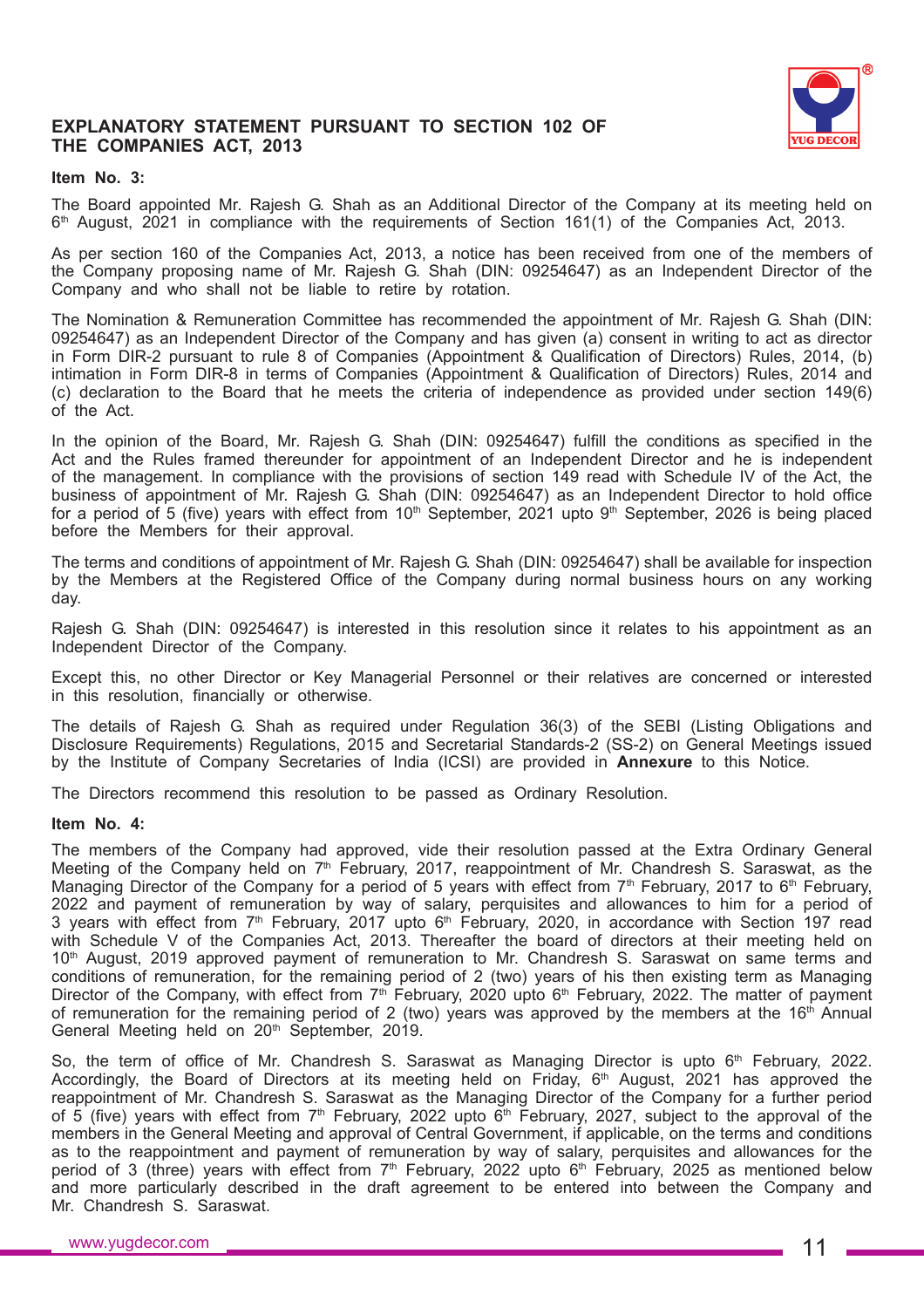## EXPLANATORY STATEMENT PURSUANT TO SECTION 102 OF THE COMPANIES ACT, 2013

**Item No. 3:**

The Board appointed Mr. Rajesh G. Shah as an Additional Director of the Company at its meeting held on 6th August, 2021 in compliance with the requirements of Section 161(1) of the Companies Act, 2013.

As per section 160 of the Companies Act, 2013, a notice has been received from one of the members of the Company proposing name of Mr. Rajesh G. Shah (DIN: 09254647) as an Independent Director of the Company and who shall not be liable to retire by rotation.

The Nomination & Remuneration Committee has recommended the appointment of Mr. Rajesh G. Shah (DIN: 09254647) as an Independent Director of the Company and has given (a) consent in writing to act as director in Form DIR-2 pursuant to rule 8 of Companies (Appointment & Qualification of Directors) Rules, 2014, (b) intimation in Form DIR-8 in terms of Companies (Appointment & Qualification of Directors) Rules, 2014 and (c) declaration to the Board that he meets the criteria of independence as provided under section 149(6) of the Act.

In the opinion of the Board, Mr. Rajesh G. Shah (DIN: 09254647) fulfill the conditions as specified in the Act and the Rules framed thereunder for appointment of an Independent Director and he is independent of the management. In compliance with the provisions of section 149 read with Schedule IV of the Act, the business of appointment of Mr. Rajesh G. Shah (DIN: 09254647) as an Independent Director to hold office for a period of 5 (five) years with effect from 10th September, 2021 upto 9th September, 2026 is being placed before the Members for their approval.

The terms and conditions of appointment of Mr. Rajesh G. Shah (DIN: 09254647) shall be available for inspection by the Members at the Registered Office of the Company during normal business hours on any working day.

Rajesh G. Shah (DIN: 09254647) is interested in this resolution since it relates to his appointment as an Independent Director of the Company.

Except this, no other Director or Key Managerial Personnel or their relatives are concerned or interested in this resolution, financially or otherwise.

The details of Rajesh G. Shah as required under Regulation 36(3) of the SEBI (Listing Obligations and Disclosure Requirements) Regulations, 2015 and Secretarial Standards-2 (SS-2) on General Meetings issued by the Institute of Company Secretaries of India (ICSI) are provided in **Annexure** to this Notice.

The Directors recommend this resolution to be passed as Ordinary Resolution.

**Item No. 4:**

The members of the Company had approved, vide their resolution passed at the Extra Ordinary General Meeting of the Company held on 7th February, 2017, reappointment of Mr. Chandresh S. Saraswat, as the Managing Director of the Company for a period of 5 years with effect from 7th February, 2017 to 6th February, 2022 and payment of remuneration by way of salary, perquisites and allowances to him for a period of 3 years with effect from 7th February, 2017 upto 6th February, 2020, in accordance with Section 197 read with Schedule V of the Companies Act, 2013. Thereafter the board of directors at their meeting held on 10th August, 2019 approved payment of remuneration to Mr. Chandresh S. Saraswat on same terms and conditions of remuneration, for the remaining period of 2 (two) years of his then existing term as Managing Director of the Company, with effect from 7th February, 2020 upto 6th February, 2022. The matter of payment of remuneration for the remaining period of 2 (two) years was approved by the members at the 16th Annual General Meeting held on 20th September, 2019.

So, the term of office of Mr. Chandresh S. Saraswat as Managing Director is upto 6th February, 2022. Accordingly, the Board of Directors at its meeting held on Friday, 6th August, 2021 has approved the reappointment of Mr. Chandresh S. Saraswat as the Managing Director of the Company for a further period of 5 (five) years with effect from 7th February, 2022 upto 6th February, 2027, subject to the approval of the members in the General Meeting and approval of Central Government, if applicable, on the terms and conditions as to the reappointment and payment of remuneration by way of salary, perquisites and allowances for the period of 3 (three) years with effect from 7th February, 2022 upto 6th February, 2025 as mentioned below and more particularly described in the draft agreement to be entered into between the Company and Mr. Chandresh S. Saraswat.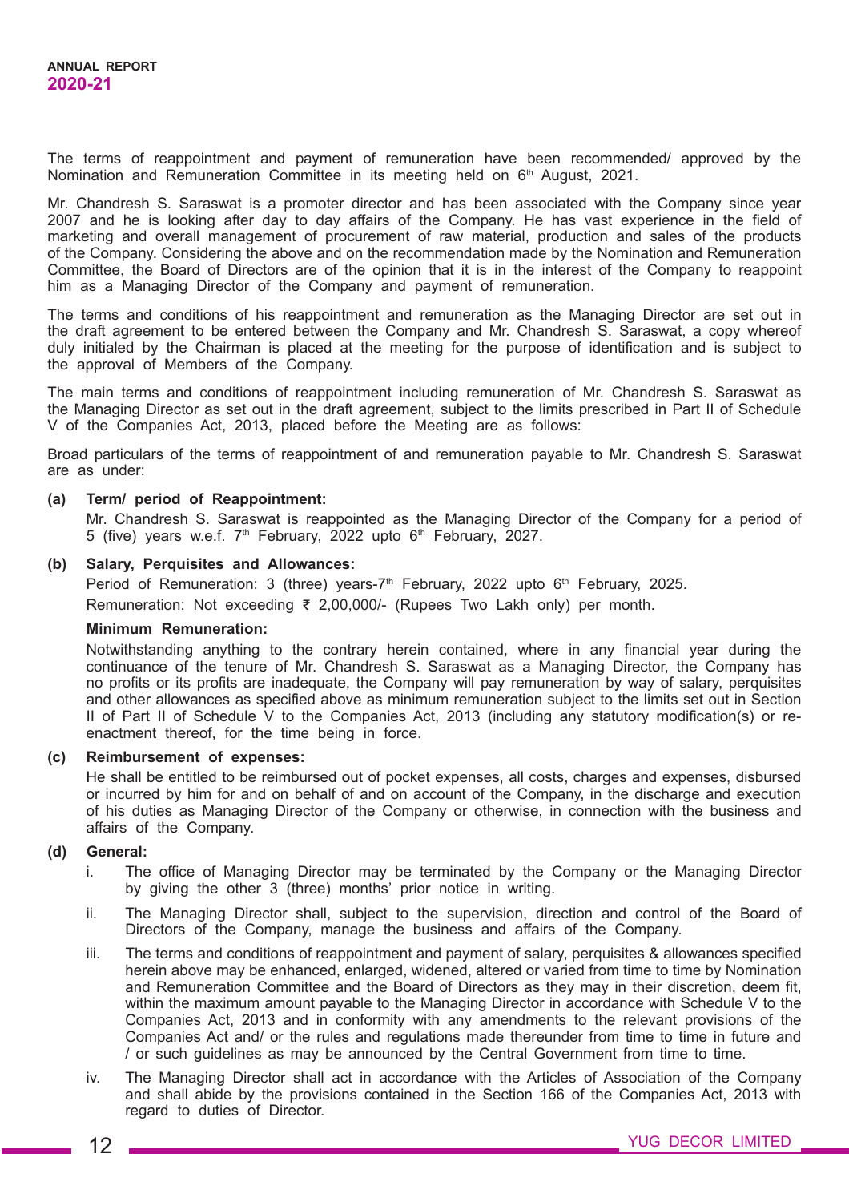The terms of reappointment and payment of remuneration have been recommended/ approved by the Nomination and Remuneration Committee in its meeting held on 6th August, 2021.

Mr. Chandresh S. Saraswat is a promoter director and has been associated with the Company since year 2007 and he is looking after day to day affairs of the Company. He has vast experience in the field of marketing and overall management of procurement of raw material, production and sales of the products of the Company. Considering the above and on the recommendation made by the Nomination and Remuneration Committee, the Board of Directors are of the opinion that it is in the interest of the Company to reappoint him as a Managing Director of the Company and payment of remuneration.

The terms and conditions of his reappointment and remuneration as the Managing Director are set out in the draft agreement to be entered between the Company and Mr. Chandresh S. Saraswat, a copy whereof duly initialed by the Chairman is placed at the meeting for the purpose of identification and is subject to the approval of Members of the Company.

The main terms and conditions of reappointment including remuneration of Mr. Chandresh S. Saraswat as the Managing Director as set out in the draft agreement, subject to the limits prescribed in Part II of Schedule V of the Companies Act, 2013, placed before the Meeting are as follows:

Broad particulars of the terms of reappointment of and remuneration payable to Mr. Chandresh S. Saraswat are as under:

**(a) Term/ period of Reappointment:**

Mr. Chandresh S. Saraswat is reappointed as the Managing Director of the Company for a period of 5 (five) years w.e.f. 7th February, 2022 upto 6th February, 2027.

**(b) Salary, Perquisites and Allowances:**

Period of Remuneration: 3 (three) years-7th February, 2022 upto 6th February, 2025.

Remuneration: Not exceeding ₹ 2,00,000/- (Rupees Two Lakh only) per month.

**Minimum Remuneration:**

Notwithstanding anything to the contrary herein contained, where in any financial year during the continuance of the tenure of Mr. Chandresh S. Saraswat as a Managing Director, the Company has no profits or its profits are inadequate, the Company will pay remuneration by way of salary, perquisites and other allowances as specified above as minimum remuneration subject to the limits set out in Section II of Part II of Schedule V to the Companies Act, 2013 (including any statutory modification(s) or re-enactment thereof, for the time being in force.

**(c) Reimbursement of expenses:**

He shall be entitled to be reimbursed out of pocket expenses, all costs, charges and expenses, disbursed or incurred by him for and on behalf of and on account of the Company, in the discharge and execution of his duties as Managing Director of the Company or otherwise, in connection with the business and affairs of the Company.

**(d) General:**

i. The office of Managing Director may be terminated by the Company or the Managing Director by giving the other 3 (three) months' prior notice in writing.

ii. The Managing Director shall, subject to the supervision, direction and control of the Board of Directors of the Company, manage the business and affairs of the Company.

iii. The terms and conditions of reappointment and payment of salary, perquisites & allowances specified herein above may be enhanced, enlarged, widened, altered or varied from time to time by Nomination and Remuneration Committee and the Board of Directors as they may in their discretion, deem fit, within the maximum amount payable to the Managing Director in accordance with Schedule V to the Companies Act, 2013 and in conformity with any amendments to the relevant provisions of the Companies Act and/ or the rules and regulations made thereunder from time to time in future and / or such guidelines as may be announced by the Central Government from time to time.

iv. The Managing Director shall act in accordance with the Articles of Association of the Company and shall abide by the provisions contained in the Section 166 of the Companies Act, 2013 with regard to duties of Director.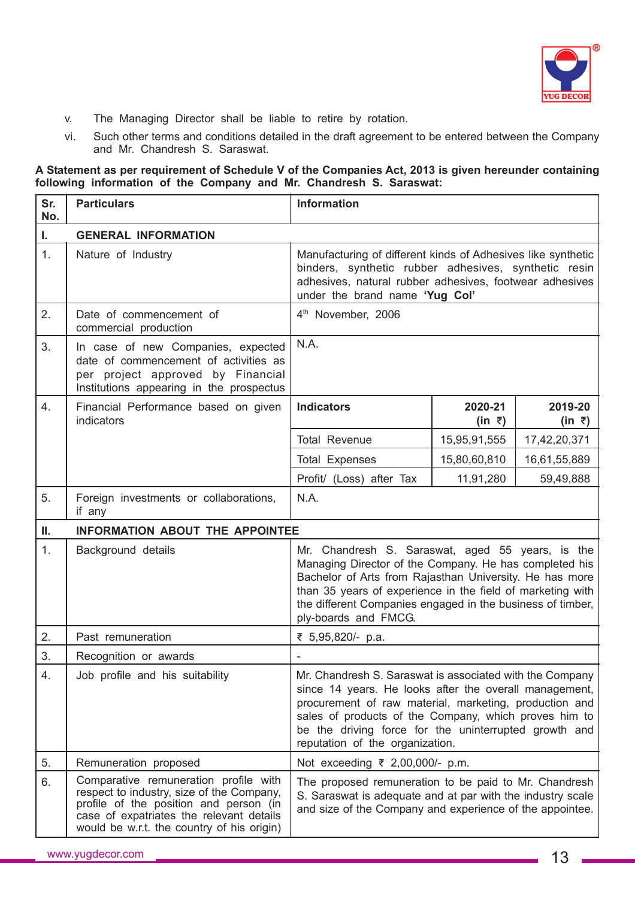v. The Managing Director shall be liable to retire by rotation.

vi. Such other terms and conditions detailed in the draft agreement to be entered between the Company and Mr. Chandresh S. Saraswat.

**A Statement as per requirement of Schedule V of the Companies Act, 2013 is given hereunder containing following information of the Company and Mr. Chandresh S. Saraswat:**

| Sr. No. | Particulars | Information | | |
|---|---|---|---|---|
| **I.** | **GENERAL INFORMATION** | | | |
| 1. | Nature of Industry | Manufacturing of different kinds of Adhesives like synthetic binders, synthetic rubber adhesives, synthetic resin adhesives, natural rubber adhesives, footwear adhesives under the brand name **'Yug Col'** | | |
| 2. | Date of commencement of commercial production | 4th November, 2006 | | |
| 3. | In case of new Companies, expected date of commencement of activities as per project approved by Financial Institutions appearing in the prospectus | N.A. | | |
| 4. | Financial Performance based on given indicators | **Indicators** | **2020-21 (in ₹)** | **2019-20 (in ₹)** |
| | | Total Revenue | 15,95,91,555 | 17,42,20,371 |
| | | Total Expenses | 15,80,60,810 | 16,61,55,889 |
| | | Profit/ (Loss) after Tax | 11,91,280 | 59,49,888 |
| 5. | Foreign investments or collaborations, if any | N.A. | | |
| **II.** | **INFORMATION ABOUT THE APPOINTEE** | | | |
| 1. | Background details | Mr. Chandresh S. Saraswat, aged 55 years, is the Managing Director of the Company. He has completed his Bachelor of Arts from Rajasthan University. He has more than 35 years of experience in the field of marketing with the different Companies engaged in the business of timber, ply-boards and FMCG. | | |
| 2. | Past remuneration | ₹ 5,95,820/- p.a. | | |
| 3. | Recognition or awards | - | | |
| 4. | Job profile and his suitability | Mr. Chandresh S. Saraswat is associated with the Company since 14 years. He looks after the overall management, procurement of raw material, marketing, production and sales of products of the Company, which proves him to be the driving force for the uninterrupted growth and reputation of the organization. | | |
| 5. | Remuneration proposed | Not exceeding ₹ 2,00,000/- p.m. | | |
| 6. | Comparative remuneration profile with respect to industry, size of the Company, profile of the position and person (in case of expatriates the relevant details would be w.r.t. the country of his origin) | The proposed remuneration to be paid to Mr. Chandresh S. Saraswat is adequate and at par with the industry scale and size of the Company and experience of the appointee. | | |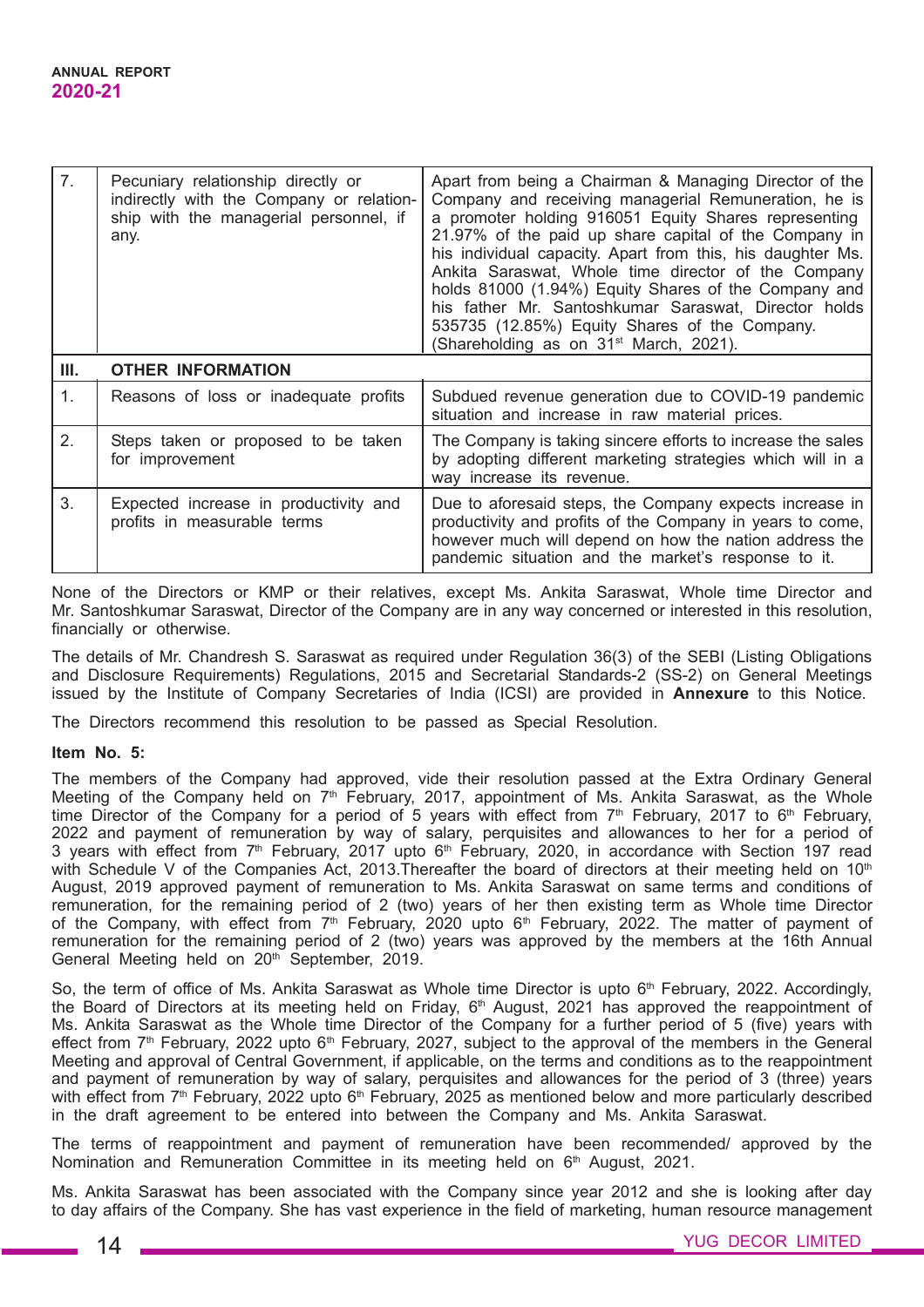| 7. | Pecuniary relationship directly or indirectly with the Company or relationship with the managerial personnel, if any. | Apart from being a Chairman & Managing Director of the Company and receiving managerial Remuneration, he is a promoter holding 916051 Equity Shares representing 21.97% of the paid up share capital of the Company in his individual capacity. Apart from this, his daughter Ms. Ankita Saraswat, Whole time director of the Company holds 81000 (1.94%) Equity Shares of the Company and his father Mr. Santoshkumar Saraswat, Director holds 535735 (12.85%) Equity Shares of the Company. (Shareholding as on 31st March, 2021). |
|---|---|---|
| **III.** | **OTHER INFORMATION** | |
| 1. | Reasons of loss or inadequate profits | Subdued revenue generation due to COVID-19 pandemic situation and increase in raw material prices. |
| 2. | Steps taken or proposed to be taken for improvement | The Company is taking sincere efforts to increase the sales by adopting different marketing strategies which will in a way increase its revenue. |
| 3. | Expected increase in productivity and profits in measurable terms | Due to aforesaid steps, the Company expects increase in productivity and profits of the Company in years to come, however much will depend on how the nation address the pandemic situation and the market's response to it. |

None of the Directors or KMP or their relatives, except Ms. Ankita Saraswat, Whole time Director and Mr. Santoshkumar Saraswat, Director of the Company are in any way concerned or interested in this resolution, financially or otherwise.

The details of Mr. Chandresh S. Saraswat as required under Regulation 36(3) of the SEBI (Listing Obligations and Disclosure Requirements) Regulations, 2015 and Secretarial Standards-2 (SS-2) on General Meetings issued by the Institute of Company Secretaries of India (ICSI) are provided in **Annexure** to this Notice.

The Directors recommend this resolution to be passed as Special Resolution.

**Item No. 5:**

The members of the Company had approved, vide their resolution passed at the Extra Ordinary General Meeting of the Company held on 7th February, 2017, appointment of Ms. Ankita Saraswat, as the Whole time Director of the Company for a period of 5 years with effect from 7th February, 2017 to 6th February, 2022 and payment of remuneration by way of salary, perquisites and allowances to her for a period of 3 years with effect from 7th February, 2017 upto 6th February, 2020, in accordance with Section 197 read with Schedule V of the Companies Act, 2013.Thereafter the board of directors at their meeting held on 10th August, 2019 approved payment of remuneration to Ms. Ankita Saraswat on same terms and conditions of remuneration, for the remaining period of 2 (two) years of her then existing term as Whole time Director of the Company, with effect from 7th February, 2020 upto 6th February, 2022. The matter of payment of remuneration for the remaining period of 2 (two) years was approved by the members at the 16th Annual General Meeting held on 20th September, 2019.

So, the term of office of Ms. Ankita Saraswat as Whole time Director is upto 6th February, 2022. Accordingly, the Board of Directors at its meeting held on Friday, 6th August, 2021 has approved the reappointment of Ms. Ankita Saraswat as the Whole time Director of the Company for a further period of 5 (five) years with effect from 7th February, 2022 upto 6th February, 2027, subject to the approval of the members in the General Meeting and approval of Central Government, if applicable, on the terms and conditions as to the reappointment and payment of remuneration by way of salary, perquisites and allowances for the period of 3 (three) years with effect from 7th February, 2022 upto 6th February, 2025 as mentioned below and more particularly described in the draft agreement to be entered into between the Company and Ms. Ankita Saraswat.

The terms of reappointment and payment of remuneration have been recommended/ approved by the Nomination and Remuneration Committee in its meeting held on 6th August, 2021.

Ms. Ankita Saraswat has been associated with the Company since year 2012 and she is looking after day to day affairs of the Company. She has vast experience in the field of marketing, human resource management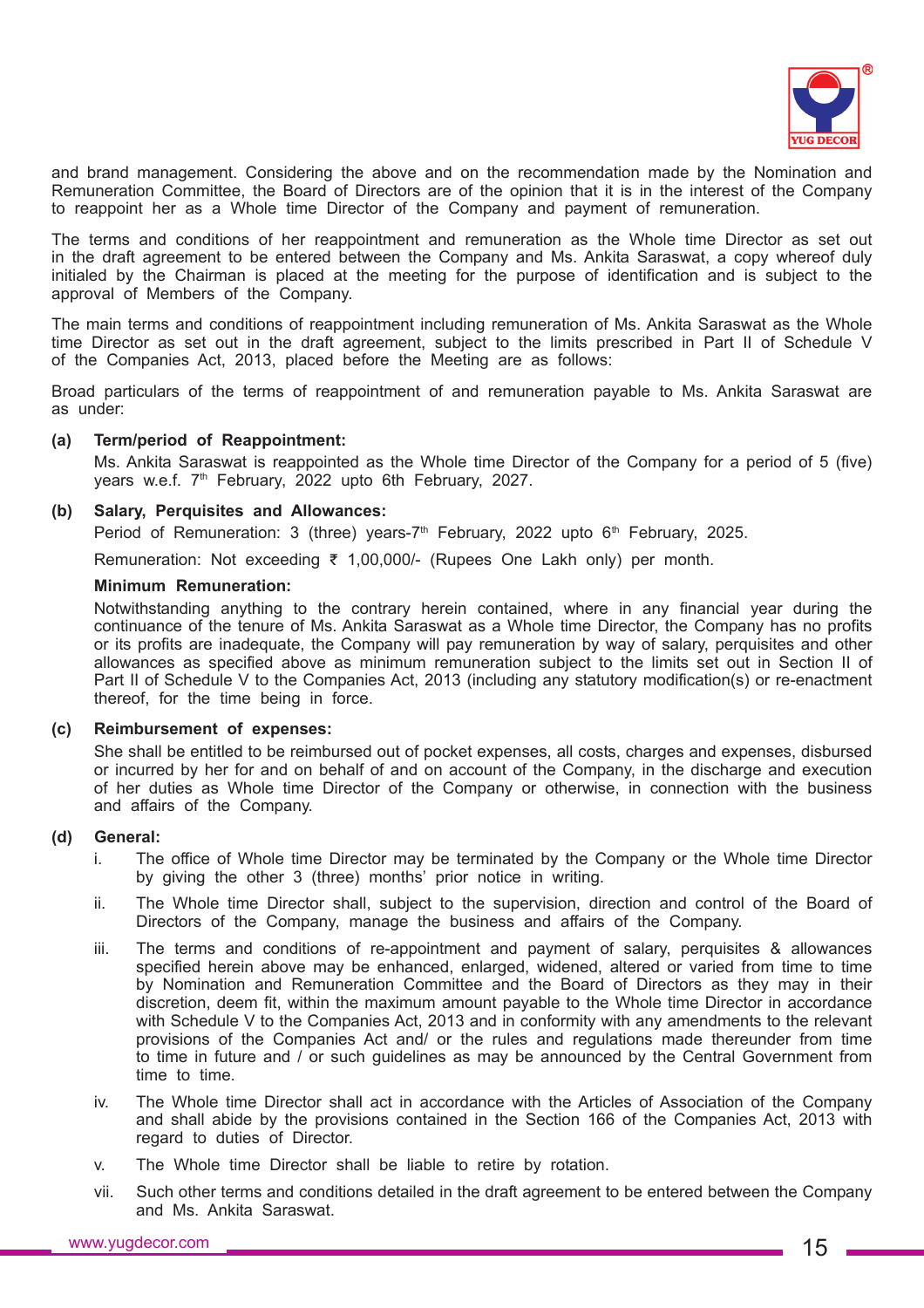and brand management. Considering the above and on the recommendation made by the Nomination and Remuneration Committee, the Board of Directors are of the opinion that it is in the interest of the Company to reappoint her as a Whole time Director of the Company and payment of remuneration.

The terms and conditions of her reappointment and remuneration as the Whole time Director as set out in the draft agreement to be entered between the Company and Ms. Ankita Saraswat, a copy whereof duly initialed by the Chairman is placed at the meeting for the purpose of identification and is subject to the approval of Members of the Company.

The main terms and conditions of reappointment including remuneration of Ms. Ankita Saraswat as the Whole time Director as set out in the draft agreement, subject to the limits prescribed in Part II of Schedule V of the Companies Act, 2013, placed before the Meeting are as follows:

Broad particulars of the terms of reappointment of and remuneration payable to Ms. Ankita Saraswat are as under:

**(a) Term/period of Reappointment:**

Ms. Ankita Saraswat is reappointed as the Whole time Director of the Company for a period of 5 (five) years w.e.f. 7th February, 2022 upto 6th February, 2027.

**(b) Salary, Perquisites and Allowances:**

Period of Remuneration: 3 (three) years-7th February, 2022 upto 6th February, 2025.

Remuneration: Not exceeding ₹ 1,00,000/- (Rupees One Lakh only) per month.

**Minimum Remuneration:**

Notwithstanding anything to the contrary herein contained, where in any financial year during the continuance of the tenure of Ms. Ankita Saraswat as a Whole time Director, the Company has no profits or its profits are inadequate, the Company will pay remuneration by way of salary, perquisites and other allowances as specified above as minimum remuneration subject to the limits set out in Section II of Part II of Schedule V to the Companies Act, 2013 (including any statutory modification(s) or re-enactment thereof, for the time being in force.

**(c) Reimbursement of expenses:**

She shall be entitled to be reimbursed out of pocket expenses, all costs, charges and expenses, disbursed or incurred by her for and on behalf of and on account of the Company, in the discharge and execution of her duties as Whole time Director of the Company or otherwise, in connection with the business and affairs of the Company.

**(d) General:**

i. The office of Whole time Director may be terminated by the Company or the Whole time Director by giving the other 3 (three) months' prior notice in writing.

ii. The Whole time Director shall, subject to the supervision, direction and control of the Board of Directors of the Company, manage the business and affairs of the Company.

iii. The terms and conditions of re-appointment and payment of salary, perquisites & allowances specified herein above may be enhanced, enlarged, widened, altered or varied from time to time by Nomination and Remuneration Committee and the Board of Directors as they may in their discretion, deem fit, within the maximum amount payable to the Whole time Director in accordance with Schedule V to the Companies Act, 2013 and in conformity with any amendments to the relevant provisions of the Companies Act and/ or the rules and regulations made thereunder from time to time in future and / or such guidelines as may be announced by the Central Government from time to time.

iv. The Whole time Director shall act in accordance with the Articles of Association of the Company and shall abide by the provisions contained in the Section 166 of the Companies Act, 2013 with regard to duties of Director.

v. The Whole time Director shall be liable to retire by rotation.

vii. Such other terms and conditions detailed in the draft agreement to be entered between the Company and Ms. Ankita Saraswat.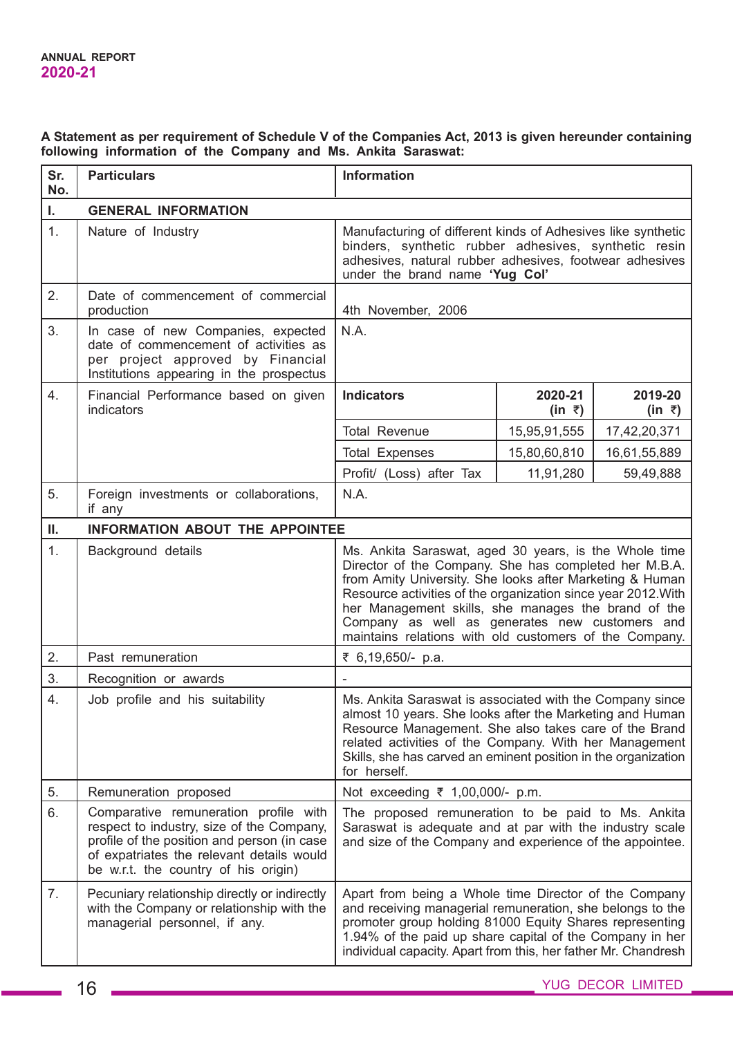**A Statement as per requirement of Schedule V of the Companies Act, 2013 is given hereunder containing following information of the Company and Ms. Ankita Saraswat:**

| Sr. No. | Particulars | Information | | |
|---|---|---|---|---|
| **I.** | **GENERAL INFORMATION** | | | |
| 1. | Nature of Industry | Manufacturing of different kinds of Adhesives like synthetic binders, synthetic rubber adhesives, synthetic resin adhesives, natural rubber adhesives, footwear adhesives under the brand name **'Yug Col'** | | |
| 2. | Date of commencement of commercial production | 4th November, 2006 | | |
| 3. | In case of new Companies, expected date of commencement of activities as per project approved by Financial Institutions appearing in the prospectus | N.A. | | |
| 4. | Financial Performance based on given indicators | **Indicators** | **2020-21 (in ₹)** | **2019-20 (in ₹)** |
| | | Total Revenue | 15,95,91,555 | 17,42,20,371 |
| | | Total Expenses | 15,80,60,810 | 16,61,55,889 |
| | | Profit/ (Loss) after Tax | 11,91,280 | 59,49,888 |
| 5. | Foreign investments or collaborations, if any | N.A. | | |
| **II.** | **INFORMATION ABOUT THE APPOINTEE** | | | |
| 1. | Background details | Ms. Ankita Saraswat, aged 30 years, is the Whole time Director of the Company. She has completed her M.B.A. from Amity University. She looks after Marketing & Human Resource activities of the organization since year 2012.With her Management skills, she manages the brand of the Company as well as generates new customers and maintains relations with old customers of the Company. | | |
| 2. | Past remuneration | ₹ 6,19,650/- p.a. | | |
| 3. | Recognition or awards | - | | |
| 4. | Job profile and his suitability | Ms. Ankita Saraswat is associated with the Company since almost 10 years. She looks after the Marketing and Human Resource Management. She also takes care of the Brand related activities of the Company. With her Management Skills, she has carved an eminent position in the organization for herself. | | |
| 5. | Remuneration proposed | Not exceeding ₹ 1,00,000/- p.m. | | |
| 6. | Comparative remuneration profile with respect to industry, size of the Company, profile of the position and person (in case of expatriates the relevant details would be w.r.t. the country of his origin) | The proposed remuneration to be paid to Ms. Ankita Saraswat is adequate and at par with the industry scale and size of the Company and experience of the appointee. | | |
| 7. | Pecuniary relationship directly or indirectly with the Company or relationship with the managerial personnel, if any. | Apart from being a Whole time Director of the Company and receiving managerial remuneration, she belongs to the promoter group holding 81000 Equity Shares representing 1.94% of the paid up share capital of the Company in her individual capacity. Apart from this, her father Mr. Chandresh | | |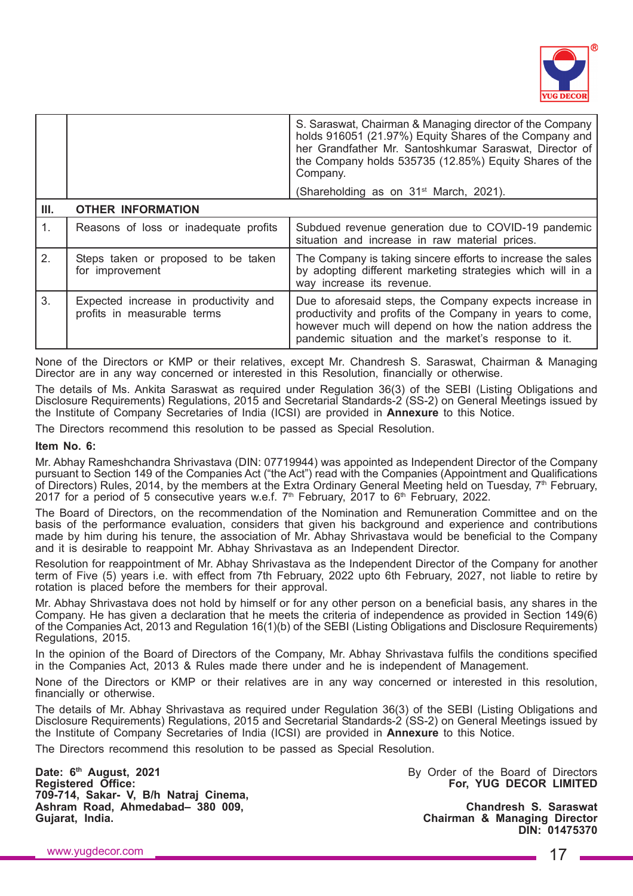| | | |
|---|---|---|
| | | S. Saraswat, Chairman & Managing director of the Company holds 916051 (21.97%) Equity Shares of the Company and her Grandfather Mr. Santoshkumar Saraswat, Director of the Company holds 535735 (12.85%) Equity Shares of the Company.<br><br>(Shareholding as on 31st March, 2021). |
| **III.** | **OTHER INFORMATION** | |
| 1. | Reasons of loss or inadequate profits | Subdued revenue generation due to COVID-19 pandemic situation and increase in raw material prices. |
| 2. | Steps taken or proposed to be taken for improvement | The Company is taking sincere efforts to increase the sales by adopting different marketing strategies which will in a way increase its revenue. |
| 3. | Expected increase in productivity and profits in measurable terms | Due to aforesaid steps, the Company expects increase in productivity and profits of the Company in years to come, however much will depend on how the nation address the pandemic situation and the market's response to it. |

None of the Directors or KMP or their relatives, except Mr. Chandresh S. Saraswat, Chairman & Managing Director are in any way concerned or interested in this Resolution, financially or otherwise.

The details of Ms. Ankita Saraswat as required under Regulation 36(3) of the SEBI (Listing Obligations and Disclosure Requirements) Regulations, 2015 and Secretarial Standards-2 (SS-2) on General Meetings issued by the Institute of Company Secretaries of India (ICSI) are provided in **Annexure** to this Notice.

The Directors recommend this resolution to be passed as Special Resolution.

**Item No. 6:**

Mr. Abhay Rameshchandra Shrivastava (DIN: 07719944) was appointed as Independent Director of the Company pursuant to Section 149 of the Companies Act ("the Act") read with the Companies (Appointment and Qualifications of Directors) Rules, 2014, by the members at the Extra Ordinary General Meeting held on Tuesday, 7th February, 2017 for a period of 5 consecutive years w.e.f. 7th February, 2017 to 6th February, 2022.

The Board of Directors, on the recommendation of the Nomination and Remuneration Committee and on the basis of the performance evaluation, considers that given his background and experience and contributions made by him during his tenure, the association of Mr. Abhay Shrivastava would be beneficial to the Company and it is desirable to reappoint Mr. Abhay Shrivastava as an Independent Director.

Resolution for reappointment of Mr. Abhay Shrivastava as the Independent Director of the Company for another term of Five (5) years i.e. with effect from 7th February, 2022 upto 6th February, 2027, not liable to retire by rotation is placed before the members for their approval.

Mr. Abhay Shrivastava does not hold by himself or for any other person on a beneficial basis, any shares in the Company. He has given a declaration that he meets the criteria of independence as provided in Section 149(6) of the Companies Act, 2013 and Regulation 16(1)(b) of the SEBI (Listing Obligations and Disclosure Requirements) Regulations, 2015.

In the opinion of the Board of Directors of the Company, Mr. Abhay Shrivastava fulfils the conditions specified in the Companies Act, 2013 & Rules made there under and he is independent of Management.

None of the Directors or KMP or their relatives are in any way concerned or interested in this resolution, financially or otherwise.

The details of Mr. Abhay Shrivastava as required under Regulation 36(3) of the SEBI (Listing Obligations and Disclosure Requirements) Regulations, 2015 and Secretarial Standards-2 (SS-2) on General Meetings issued by the Institute of Company Secretaries of India (ICSI) are provided in **Annexure** to this Notice.

The Directors recommend this resolution to be passed as Special Resolution.

**Date: 6th August, 2021**
**Registered Office:**
**709-714, Sakar- V, B/h Natraj Cinema,**
**Ashram Road, Ahmedabad– 380 009,**
**Gujarat, India.**

By Order of the Board of Directors
**For, YUG DECOR LIMITED**

**Chandresh S. Saraswat**
**Chairman & Managing Director**
**DIN: 01475370**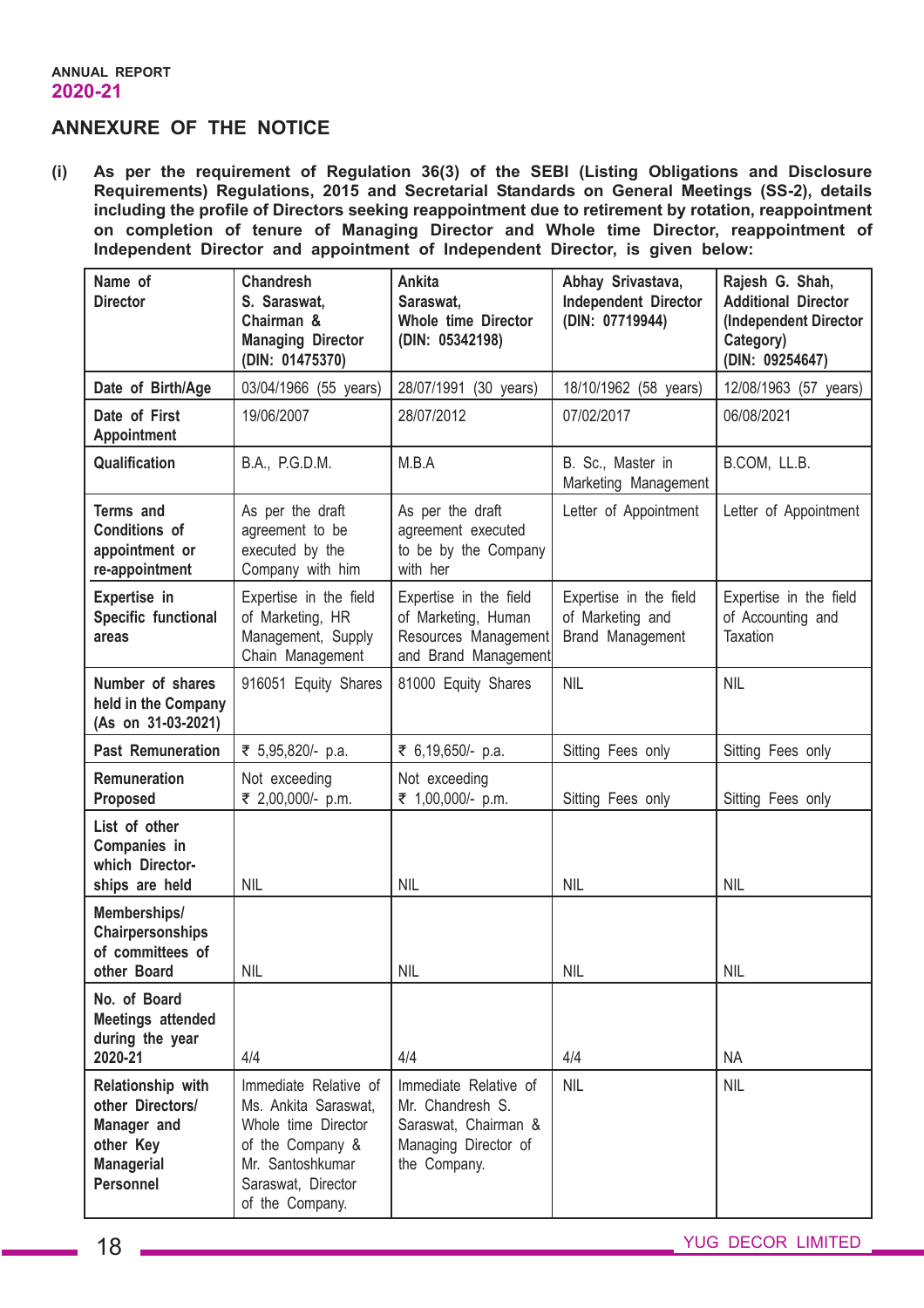## ANNEXURE OF THE NOTICE

(i) **As per the requirement of Regulation 36(3) of the SEBI (Listing Obligations and Disclosure Requirements) Regulations, 2015 and Secretarial Standards on General Meetings (SS-2), details including the profile of Directors seeking reappointment due to retirement by rotation, reappointment on completion of tenure of Managing Director and Whole time Director, reappointment of Independent Director and appointment of Independent Director, is given below:**

| Name of Director | Chandresh S. Saraswat, Chairman & Managing Director (DIN: 01475370) | Ankita Saraswat, Whole time Director (DIN: 05342198) | Abhay Srivastava, Independent Director (DIN: 07719944) | Rajesh G. Shah, Additional Director (Independent Director Category) (DIN: 09254647) |
|---|---|---|---|---|
| Date of Birth/Age | 03/04/1966 (55 years) | 28/07/1991 (30 years) | 18/10/1962 (58 years) | 12/08/1963 (57 years) |
| Date of First Appointment | 19/06/2007 | 28/07/2012 | 07/02/2017 | 06/08/2021 |
| Qualification | B.A., P.G.D.M. | M.B.A | B. Sc., Master in Marketing Management | B.COM, LL.B. |
| Terms and Conditions of appointment or re-appointment | As per the draft agreement to be executed by the Company with him | As per the draft agreement executed to be by the Company with her | Letter of Appointment | Letter of Appointment |
| Expertise in Specific functional areas | Expertise in the field of Marketing, HR Management, Supply Chain Management | Expertise in the field of Marketing, Human Resources Management and Brand Management | Expertise in the field of Marketing and Brand Management | Expertise in the field of Accounting and Taxation |
| Number of shares held in the Company (As on 31-03-2021) | 916051 Equity Shares | 81000 Equity Shares | NIL | NIL |
| Past Remuneration | ₹ 5,95,820/- p.a. | ₹ 6,19,650/- p.a. | Sitting Fees only | Sitting Fees only |
| Remuneration Proposed | Not exceeding ₹ 2,00,000/- p.m. | Not exceeding ₹ 1,00,000/- p.m. | Sitting Fees only | Sitting Fees only |
| List of other Companies in which Director-ships are held | NIL | NIL | NIL | NIL |
| Memberships/ Chairpersonships of committees of other Board | NIL | NIL | NIL | NIL |
| No. of Board Meetings attended during the year 2020-21 | 4/4 | 4/4 | 4/4 | NA |
| Relationship with other Directors/ Manager and other Key Managerial Personnel | Immediate Relative of Ms. Ankita Saraswat, Whole time Director of the Company & Mr. Santoshkumar Saraswat, Director of the Company. | Immediate Relative of Mr. Chandresh S. Saraswat, Chairman & Managing Director of the Company. | NIL | NIL |